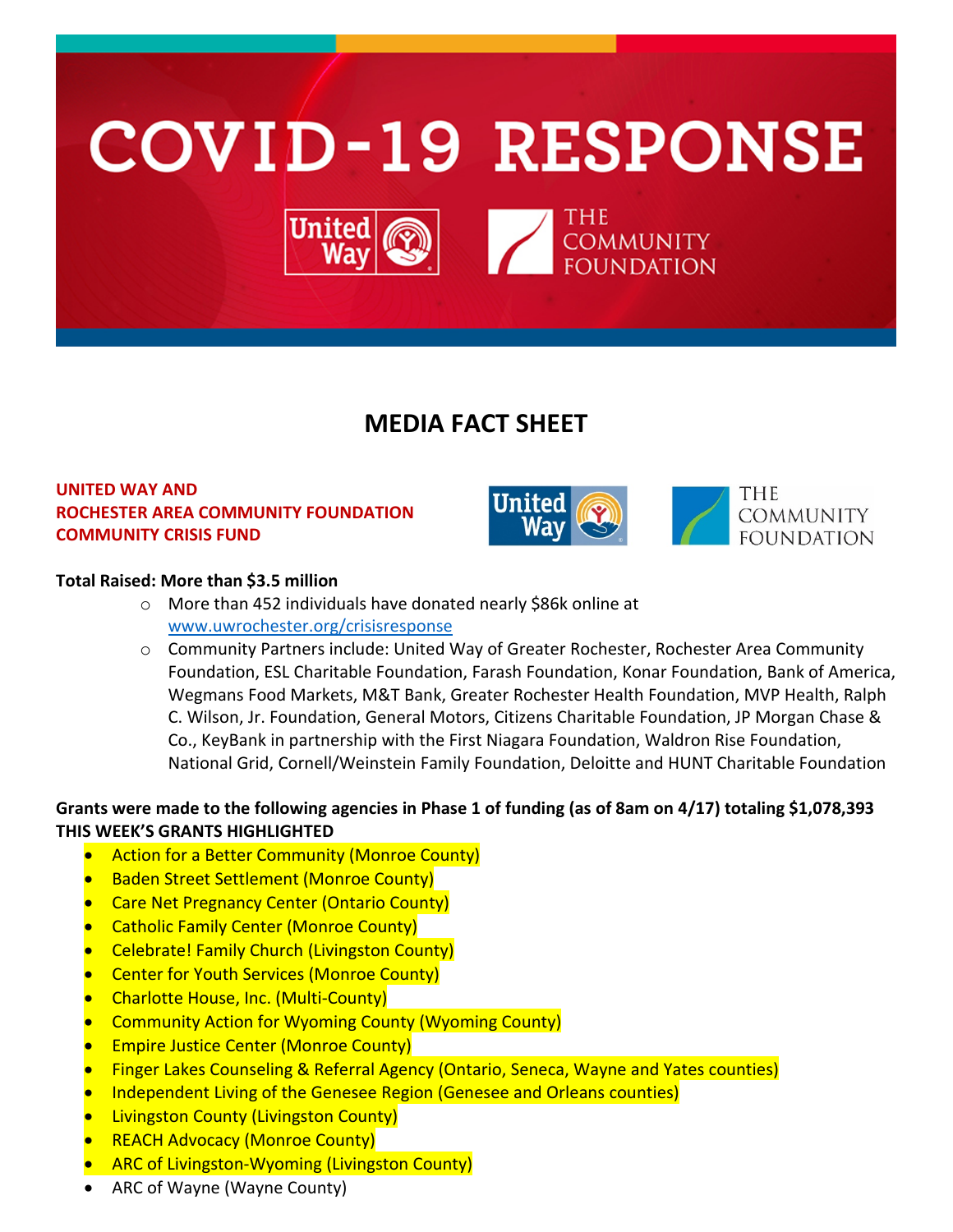# COVID-19 RESPONSE

United Way | THE COMMUNITY FOUNDATION

## MEDIA FACT SHEET

**UNITED WAY AND**
**ROCHESTER AREA COMMUNITY FOUNDATION**
**COMMUNITY CRISIS FUND**

**Total Raised: More than $3.5 million**

- More than 452 individuals have donated nearly $86k online at www.uwrochester.org/crisisresponse
- Community Partners include: United Way of Greater Rochester, Rochester Area Community Foundation, ESL Charitable Foundation, Farash Foundation, Konar Foundation, Bank of America, Wegmans Food Markets, M&T Bank, Greater Rochester Health Foundation, MVP Health, Ralph C. Wilson, Jr. Foundation, General Motors, Citizens Charitable Foundation, JP Morgan Chase & Co., KeyBank in partnership with the First Niagara Foundation, Waldron Rise Foundation, National Grid, Cornell/Weinstein Family Foundation, Deloitte and HUNT Charitable Foundation

**Grants were made to the following agencies in Phase 1 of funding (as of 8am on 4/17) totaling $1,078,393**
**THIS WEEK'S GRANTS HIGHLIGHTED**

- Action for a Better Community (Monroe County)
- Baden Street Settlement (Monroe County)
- Care Net Pregnancy Center (Ontario County)
- Catholic Family Center (Monroe County)
- Celebrate! Family Church (Livingston County)
- Center for Youth Services (Monroe County)
- Charlotte House, Inc. (Multi-County)
- Community Action for Wyoming County (Wyoming County)
- Empire Justice Center (Monroe County)
- Finger Lakes Counseling & Referral Agency (Ontario, Seneca, Wayne and Yates counties)
- Independent Living of the Genesee Region (Genesee and Orleans counties)
- Livingston County (Livingston County)
- REACH Advocacy (Monroe County)
- ARC of Livingston-Wyoming (Livingston County)
- ARC of Wayne (Wayne County)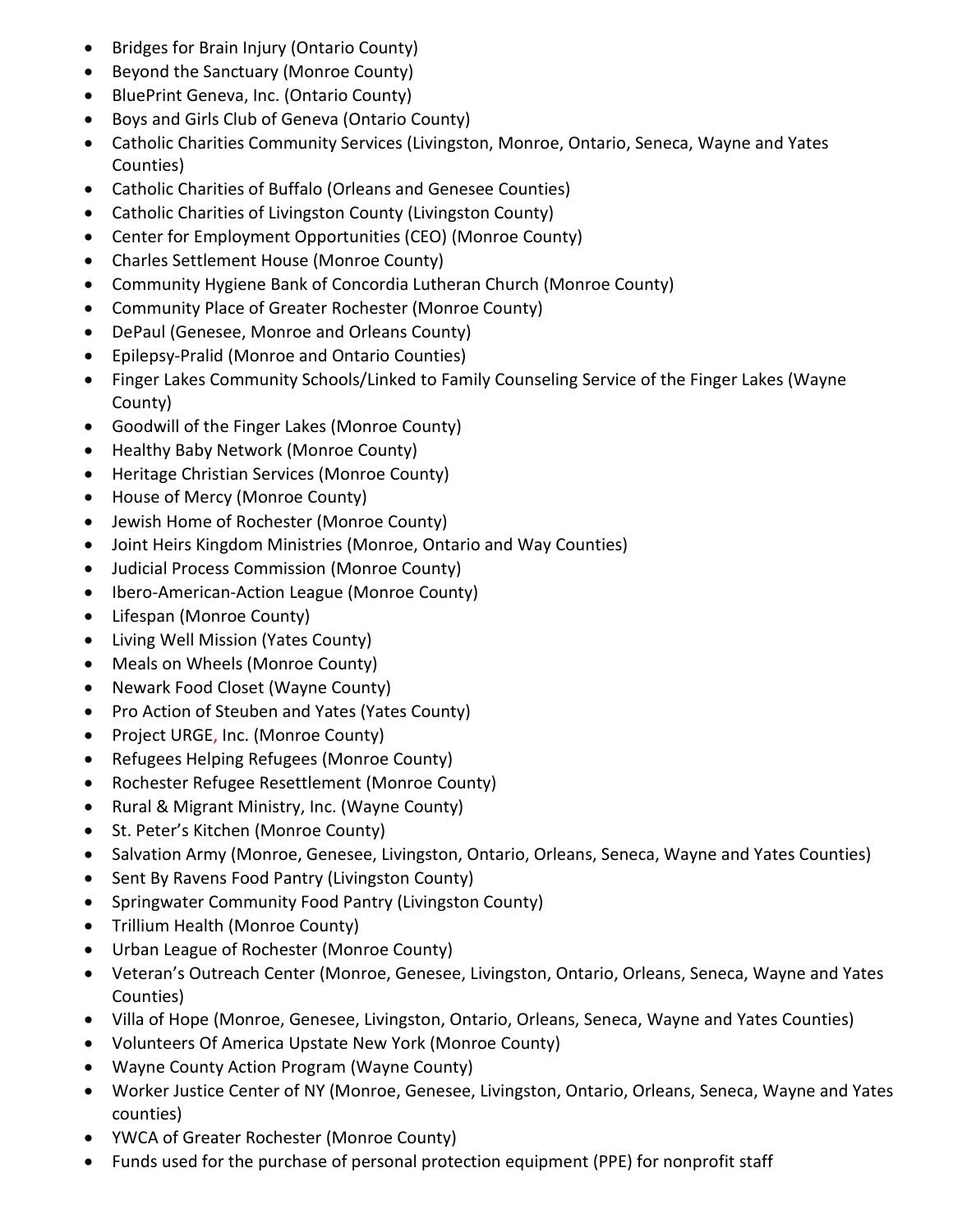- Bridges for Brain Injury (Ontario County)
- Beyond the Sanctuary (Monroe County)
- BluePrint Geneva, Inc. (Ontario County)
- Boys and Girls Club of Geneva (Ontario County)
- Catholic Charities Community Services (Livingston, Monroe, Ontario, Seneca, Wayne and Yates Counties)
- Catholic Charities of Buffalo (Orleans and Genesee Counties)
- Catholic Charities of Livingston County (Livingston County)
- Center for Employment Opportunities (CEO) (Monroe County)
- Charles Settlement House (Monroe County)
- Community Hygiene Bank of Concordia Lutheran Church (Monroe County)
- Community Place of Greater Rochester (Monroe County)
- DePaul (Genesee, Monroe and Orleans County)
- Epilepsy-Pralid (Monroe and Ontario Counties)
- Finger Lakes Community Schools/Linked to Family Counseling Service of the Finger Lakes (Wayne County)
- Goodwill of the Finger Lakes (Monroe County)
- Healthy Baby Network (Monroe County)
- Heritage Christian Services (Monroe County)
- House of Mercy (Monroe County)
- Jewish Home of Rochester (Monroe County)
- Joint Heirs Kingdom Ministries (Monroe, Ontario and Way Counties)
- Judicial Process Commission (Monroe County)
- Ibero-American-Action League (Monroe County)
- Lifespan (Monroe County)
- Living Well Mission (Yates County)
- Meals on Wheels (Monroe County)
- Newark Food Closet (Wayne County)
- Pro Action of Steuben and Yates (Yates County)
- Project URGE, Inc. (Monroe County)
- Refugees Helping Refugees (Monroe County)
- Rochester Refugee Resettlement (Monroe County)
- Rural & Migrant Ministry, Inc. (Wayne County)
- St. Peter's Kitchen (Monroe County)
- Salvation Army (Monroe, Genesee, Livingston, Ontario, Orleans, Seneca, Wayne and Yates Counties)
- Sent By Ravens Food Pantry (Livingston County)
- Springwater Community Food Pantry (Livingston County)
- Trillium Health (Monroe County)
- Urban League of Rochester (Monroe County)
- Veteran's Outreach Center (Monroe, Genesee, Livingston, Ontario, Orleans, Seneca, Wayne and Yates Counties)
- Villa of Hope (Monroe, Genesee, Livingston, Ontario, Orleans, Seneca, Wayne and Yates Counties)
- Volunteers Of America Upstate New York (Monroe County)
- Wayne County Action Program (Wayne County)
- Worker Justice Center of NY (Monroe, Genesee, Livingston, Ontario, Orleans, Seneca, Wayne and Yates counties)
- YWCA of Greater Rochester (Monroe County)
- Funds used for the purchase of personal protection equipment (PPE) for nonprofit staff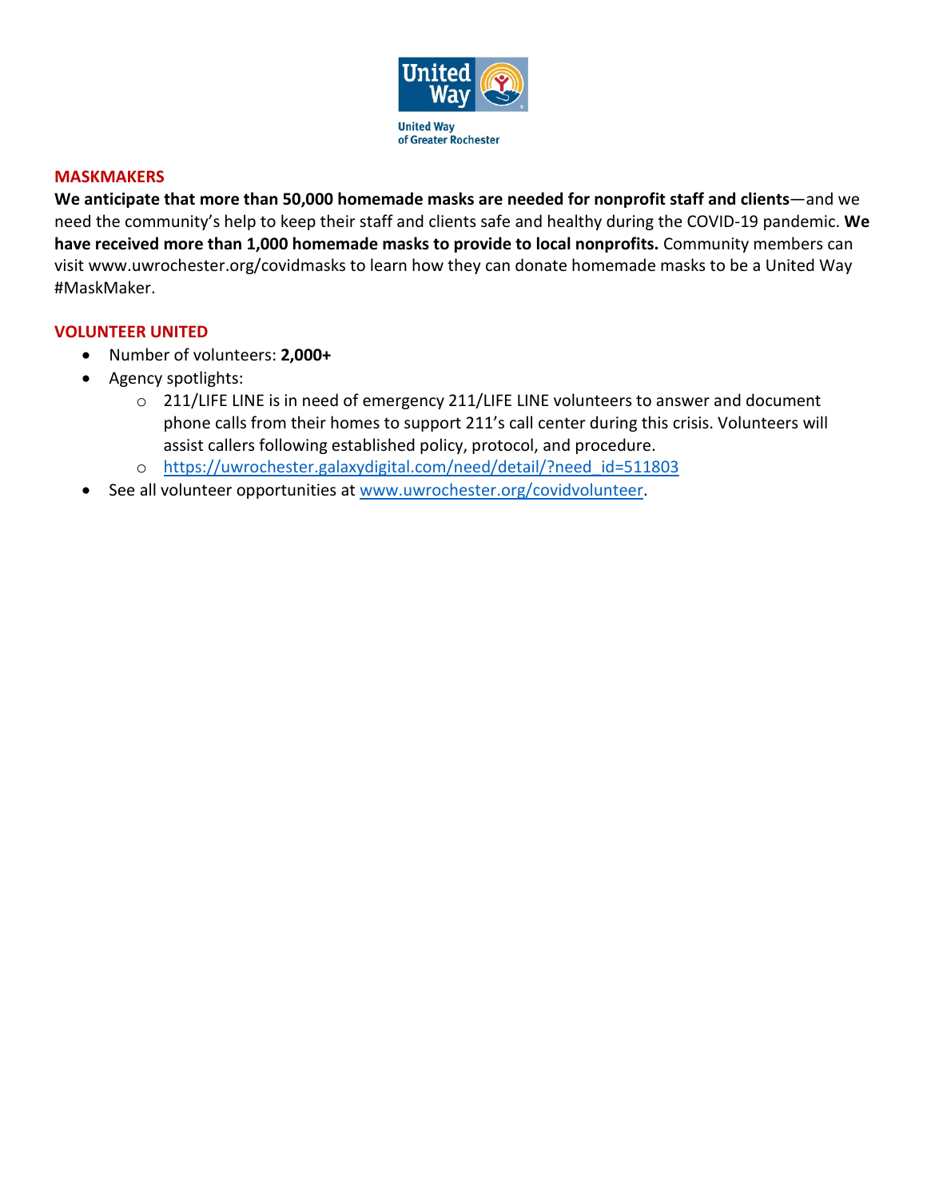United Way of Greater Rochester

## MASKMAKERS

**We anticipate that more than 50,000 homemade masks are needed for nonprofit staff and clients**—and we need the community's help to keep their staff and clients safe and healthy during the COVID-19 pandemic. **We have received more than 1,000 homemade masks to provide to local nonprofits.** Community members can visit www.uwrochester.org/covidmasks to learn how they can donate homemade masks to be a United Way #MaskMaker.

## VOLUNTEER UNITED

- Number of volunteers: **2,000+**
- Agency spotlights:
  - 211/LIFE LINE is in need of emergency 211/LIFE LINE volunteers to answer and document phone calls from their homes to support 211's call center during this crisis. Volunteers will assist callers following established policy, protocol, and procedure.
  - https://uwrochester.galaxydigital.com/need/detail/?need_id=511803
- See all volunteer opportunities at www.uwrochester.org/covidvolunteer.